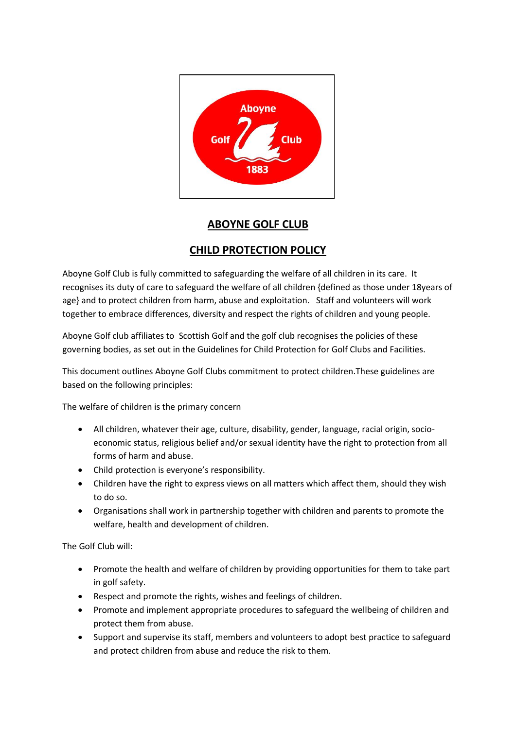# ABOYNE GOLF CLUB

## CHILD PROTECTION POLICY

Aboyne Golf Club is fully committed to safeguarding the welfare of all children in its care. It recognises its duty of care to safeguard the welfare of all children {defined as those under 18years of age} and to protect children from harm, abuse and exploitation. Staff and volunteers will work together to embrace differences, diversity and respect the rights of children and young people.

Aboyne Golf club affiliates to Scottish Golf and the golf club recognises the policies of these governing bodies, as set out in the Guidelines for Child Protection for Golf Clubs and Facilities.

This document outlines Aboyne Golf Clubs commitment to protect children.These guidelines are based on the following principles:

The welfare of children is the primary concern

- All children, whatever their age, culture, disability, gender, language, racial origin, socio-economic status, religious belief and/or sexual identity have the right to protection from all forms of harm and abuse.
- Child protection is everyone's responsibility.
- Children have the right to express views on all matters which affect them, should they wish to do so.
- Organisations shall work in partnership together with children and parents to promote the welfare, health and development of children.

The Golf Club will:

- Promote the health and welfare of children by providing opportunities for them to take part in golf safety.
- Respect and promote the rights, wishes and feelings of children.
- Promote and implement appropriate procedures to safeguard the wellbeing of children and protect them from abuse.
- Support and supervise its staff, members and volunteers to adopt best practice to safeguard and protect children from abuse and reduce the risk to them.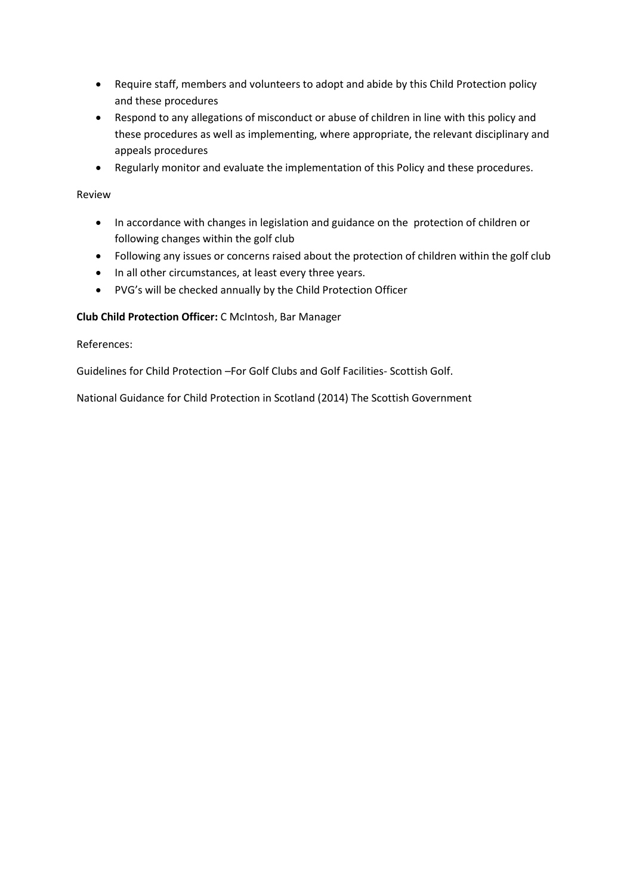- Require staff, members and volunteers to adopt and abide by this Child Protection policy and these procedures
- Respond to any allegations of misconduct or abuse of children in line with this policy and these procedures as well as implementing, where appropriate, the relevant disciplinary and appeals procedures
- Regularly monitor and evaluate the implementation of this Policy and these procedures.

Review

- In accordance with changes in legislation and guidance on the protection of children or following changes within the golf club
- Following any issues or concerns raised about the protection of children within the golf club
- In all other circumstances, at least every three years.
- PVG's will be checked annually by the Child Protection Officer

**Club Child Protection Officer:** C McIntosh, Bar Manager

References:

Guidelines for Child Protection –For Golf Clubs and Golf Facilities- Scottish Golf.

National Guidance for Child Protection in Scotland (2014) The Scottish Government